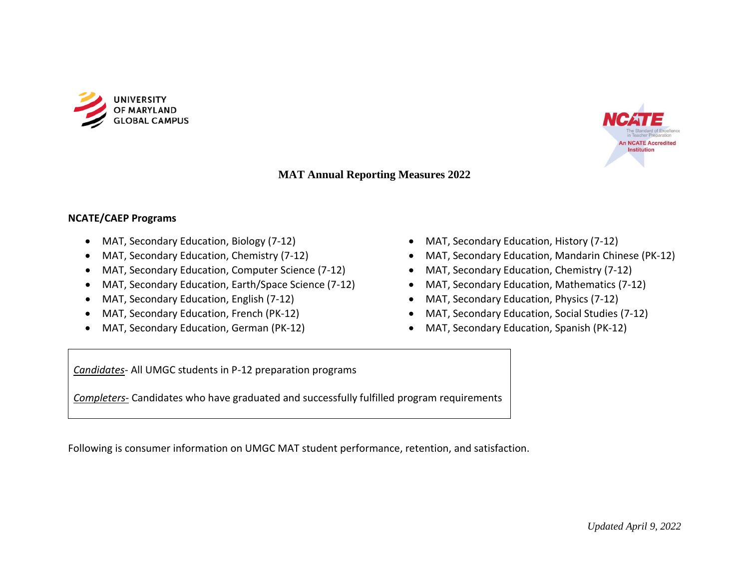UNIVERSITY OF MARYLAND GLOBAL CAMPUS

NCATE The Standard of Excellence in Teacher Preparation — An NCATE Accredited Institution

# MAT Annual Reporting Measures 2022

**NCATE/CAEP Programs**

- MAT, Secondary Education, Biology (7-12)
- MAT, Secondary Education, Chemistry (7-12)
- MAT, Secondary Education, Computer Science (7-12)
- MAT, Secondary Education, Earth/Space Science (7-12)
- MAT, Secondary Education, English (7-12)
- MAT, Secondary Education, French (PK-12)
- MAT, Secondary Education, German (PK-12)
- MAT, Secondary Education, History (7-12)
- MAT, Secondary Education, Mandarin Chinese (PK-12)
- MAT, Secondary Education, Chemistry (7-12)
- MAT, Secondary Education, Mathematics (7-12)
- MAT, Secondary Education, Physics (7-12)
- MAT, Secondary Education, Social Studies (7-12)
- MAT, Secondary Education, Spanish (PK-12)

*Candidates*- All UMGC students in P-12 preparation programs

*Completers-* Candidates who have graduated and successfully fulfilled program requirements

Following is consumer information on UMGC MAT student performance, retention, and satisfaction.

*Updated April 9, 2022*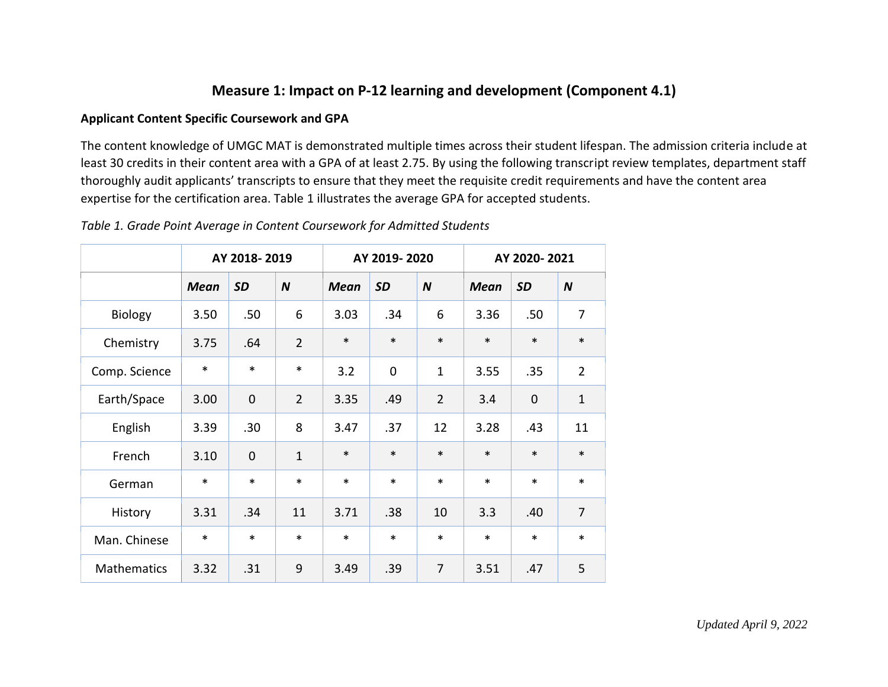## Measure 1: Impact on P-12 learning and development (Component 4.1)

### Applicant Content Specific Coursework and GPA

The content knowledge of UMGC MAT is demonstrated multiple times across their student lifespan. The admission criteria include at least 30 credits in their content area with a GPA of at least 2.75. By using the following transcript review templates, department staff thoroughly audit applicants' transcripts to ensure that they meet the requisite credit requirements and have the content area expertise for the certification area. Table 1 illustrates the average GPA for accepted students.

*Table 1. Grade Point Average in Content Coursework for Admitted Students*

| | AY 2018- 2019 | | | AY 2019- 2020 | | | AY 2020- 2021 | | |
|---|---|---|---|---|---|---|---|---|---|
| | ***Mean*** | ***SD*** | ***N*** | ***Mean*** | ***SD*** | ***N*** | ***Mean*** | ***SD*** | ***N*** |
| Biology | 3.50 | .50 | 6 | 3.03 | .34 | 6 | 3.36 | .50 | 7 |
| Chemistry | 3.75 | .64 | 2 | * | * | * | * | * | * |
| Comp. Science | * | * | * | 3.2 | 0 | 1 | 3.55 | .35 | 2 |
| Earth/Space | 3.00 | 0 | 2 | 3.35 | .49 | 2 | 3.4 | 0 | 1 |
| English | 3.39 | .30 | 8 | 3.47 | .37 | 12 | 3.28 | .43 | 11 |
| French | 3.10 | 0 | 1 | * | * | * | * | * | * |
| German | * | * | * | * | * | * | * | * | * |
| History | 3.31 | .34 | 11 | 3.71 | .38 | 10 | 3.3 | .40 | 7 |
| Man. Chinese | * | * | * | * | * | * | * | * | * |
| Mathematics | 3.32 | .31 | 9 | 3.49 | .39 | 7 | 3.51 | .47 | 5 |

*Updated April 9, 2022*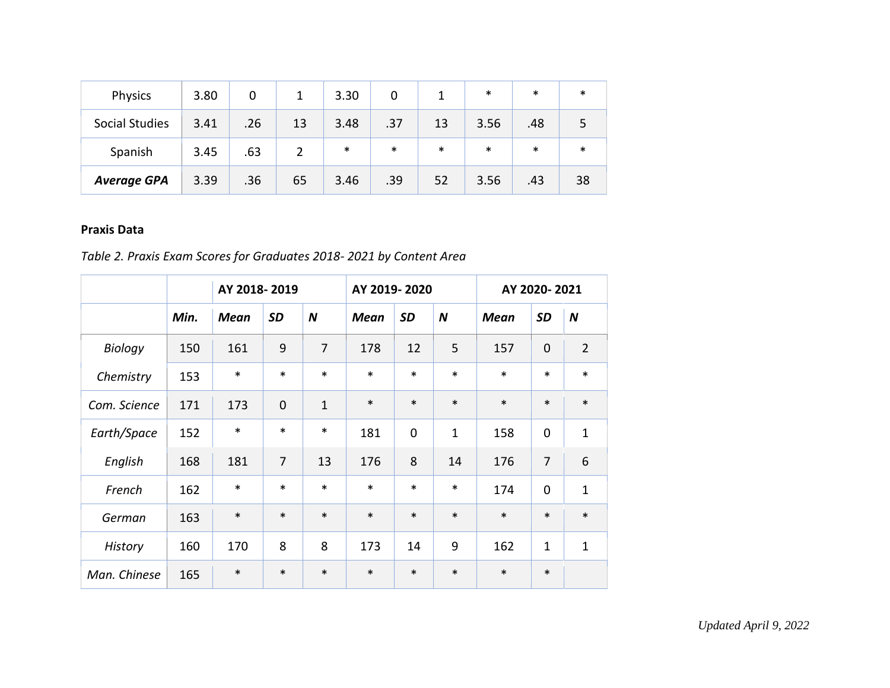| Physics | 3.80 | 0 | 1 | 3.30 | 0 | 1 | * | * | * |
|---|---|---|---|---|---|---|---|---|---|
| Social Studies | 3.41 | .26 | 13 | 3.48 | .37 | 13 | 3.56 | .48 | 5 |
| Spanish | 3.45 | .63 | 2 | * | * | * | * | * | * |
| ***Average GPA*** | 3.39 | .36 | 65 | 3.46 | .39 | 52 | 3.56 | .43 | 38 |

**Praxis Data**

*Table 2. Praxis Exam Scores for Graduates 2018- 2021 by Content Area*

| | | **AY 2018- 2019** | | | **AY 2019- 2020** | | | **AY 2020- 2021** | | |
|---|---|---|---|---|---|---|---|---|---|---|
| | ***Min.*** | ***Mean*** | ***SD*** | ***N*** | ***Mean*** | ***SD*** | ***N*** | ***Mean*** | ***SD*** | ***N*** |
| *Biology* | 150 | 161 | 9 | 7 | 178 | 12 | 5 | 157 | 0 | 2 |
| *Chemistry* | 153 | * | * | * | * | * | * | * | * | * |
| *Com. Science* | 171 | 173 | 0 | 1 | * | * | * | * | * | * |
| *Earth/Space* | 152 | * | * | * | 181 | 0 | 1 | 158 | 0 | 1 |
| *English* | 168 | 181 | 7 | 13 | 176 | 8 | 14 | 176 | 7 | 6 |
| *French* | 162 | * | * | * | * | * | * | 174 | 0 | 1 |
| *German* | 163 | * | * | * | * | * | * | * | * | * |
| *History* | 160 | 170 | 8 | 8 | 173 | 14 | 9 | 162 | 1 | 1 |
| *Man. Chinese* | 165 | * | * | * | * | * | * | * | * | |

*Updated April 9, 2022*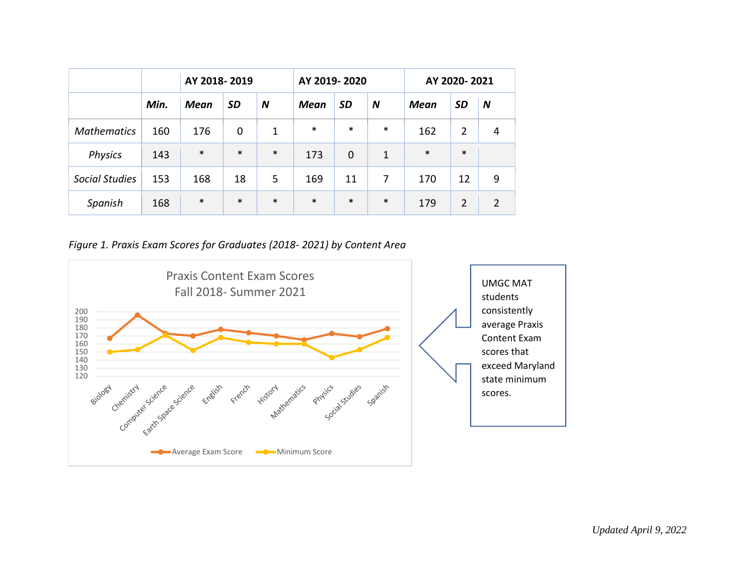| | | AY 2018- 2019 | | | AY 2019- 2020 | | | AY 2020- 2021 | | |
|---|---|---|---|---|---|---|---|---|---|---|
| | ***Min.*** | ***Mean*** | ***SD*** | ***N*** | ***Mean*** | ***SD*** | ***N*** | ***Mean*** | ***SD*** | ***N*** |
| *Mathematics* | 160 | 176 | 0 | 1 | * | * | * | 162 | 2 | 4 |
| *Physics* | 143 | * | * | * | 173 | 0 | 1 | * | * | |
| *Social Studies* | 153 | 168 | 18 | 5 | 169 | 11 | 7 | 170 | 12 | 9 |
| *Spanish* | 168 | * | * | * | * | * | * | 179 | 2 | 2 |

*Figure 1. Praxis Exam Scores for Graduates (2018- 2021) by Content Area*

UMGC MAT students consistently average Praxis Content Exam scores that exceed Maryland state minimum scores.

*Updated April 9, 2022*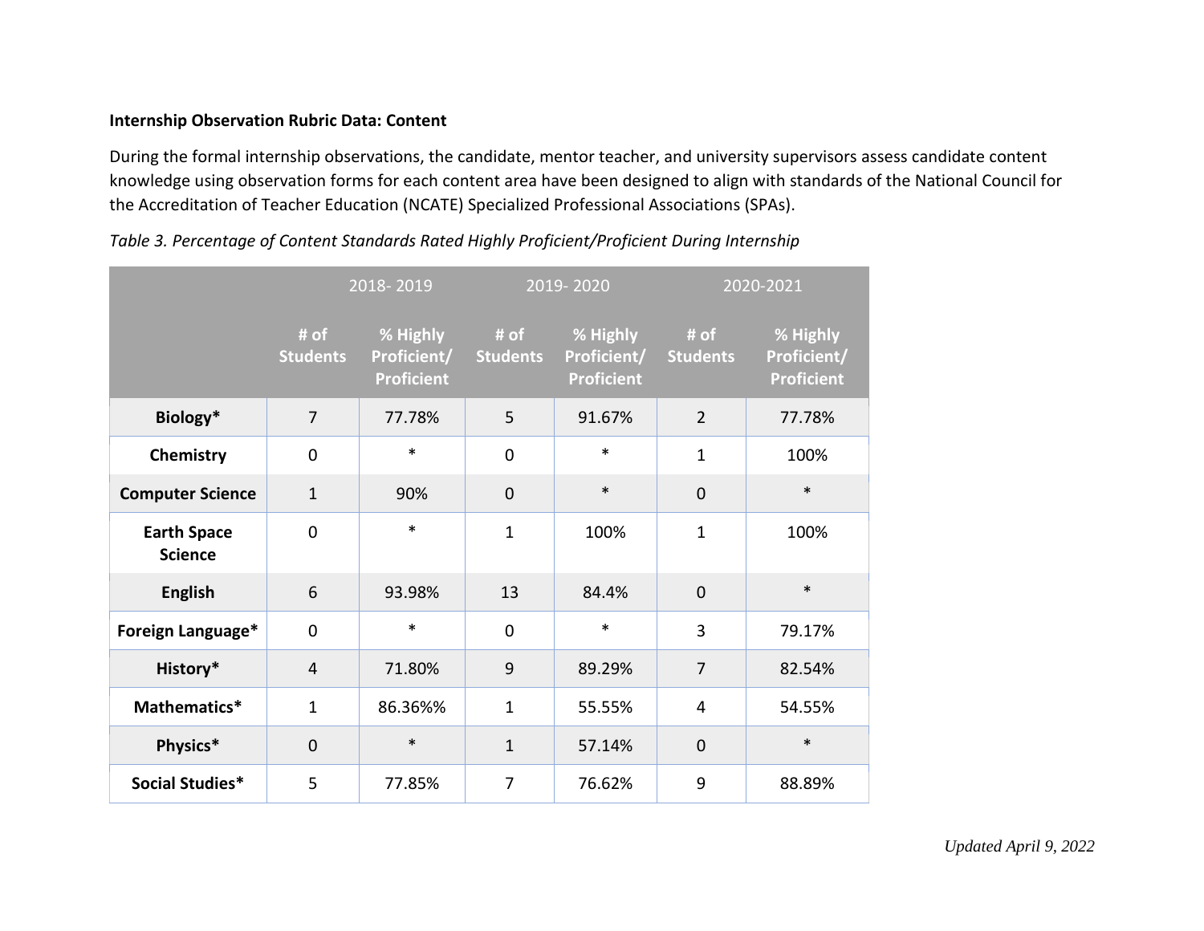**Internship Observation Rubric Data: Content**

During the formal internship observations, the candidate, mentor teacher, and university supervisors assess candidate content knowledge using observation forms for each content area have been designed to align with standards of the National Council for the Accreditation of Teacher Education (NCATE) Specialized Professional Associations (SPAs).

*Table 3. Percentage of Content Standards Rated Highly Proficient/Proficient During Internship*

| | 2018- 2019 | | 2019- 2020 | | 2020-2021 | |
|---|---|---|---|---|---|---|
| | # of Students | % Highly Proficient/ Proficient | # of Students | % Highly Proficient/ Proficient | # of Students | % Highly Proficient/ Proficient |
| **Biology*** | 7 | 77.78% | 5 | 91.67% | 2 | 77.78% |
| **Chemistry** | 0 | * | 0 | * | 1 | 100% |
| **Computer Science** | 1 | 90% | 0 | * | 0 | * |
| **Earth Space Science** | 0 | * | 1 | 100% | 1 | 100% |
| **English** | 6 | 93.98% | 13 | 84.4% | 0 | * |
| **Foreign Language*** | 0 | * | 0 | * | 3 | 79.17% |
| **History*** | 4 | 71.80% | 9 | 89.29% | 7 | 82.54% |
| **Mathematics*** | 1 | 86.36%% | 1 | 55.55% | 4 | 54.55% |
| **Physics*** | 0 | * | 1 | 57.14% | 0 | * |
| **Social Studies*** | 5 | 77.85% | 7 | 76.62% | 9 | 88.89% |

*Updated April 9, 2022*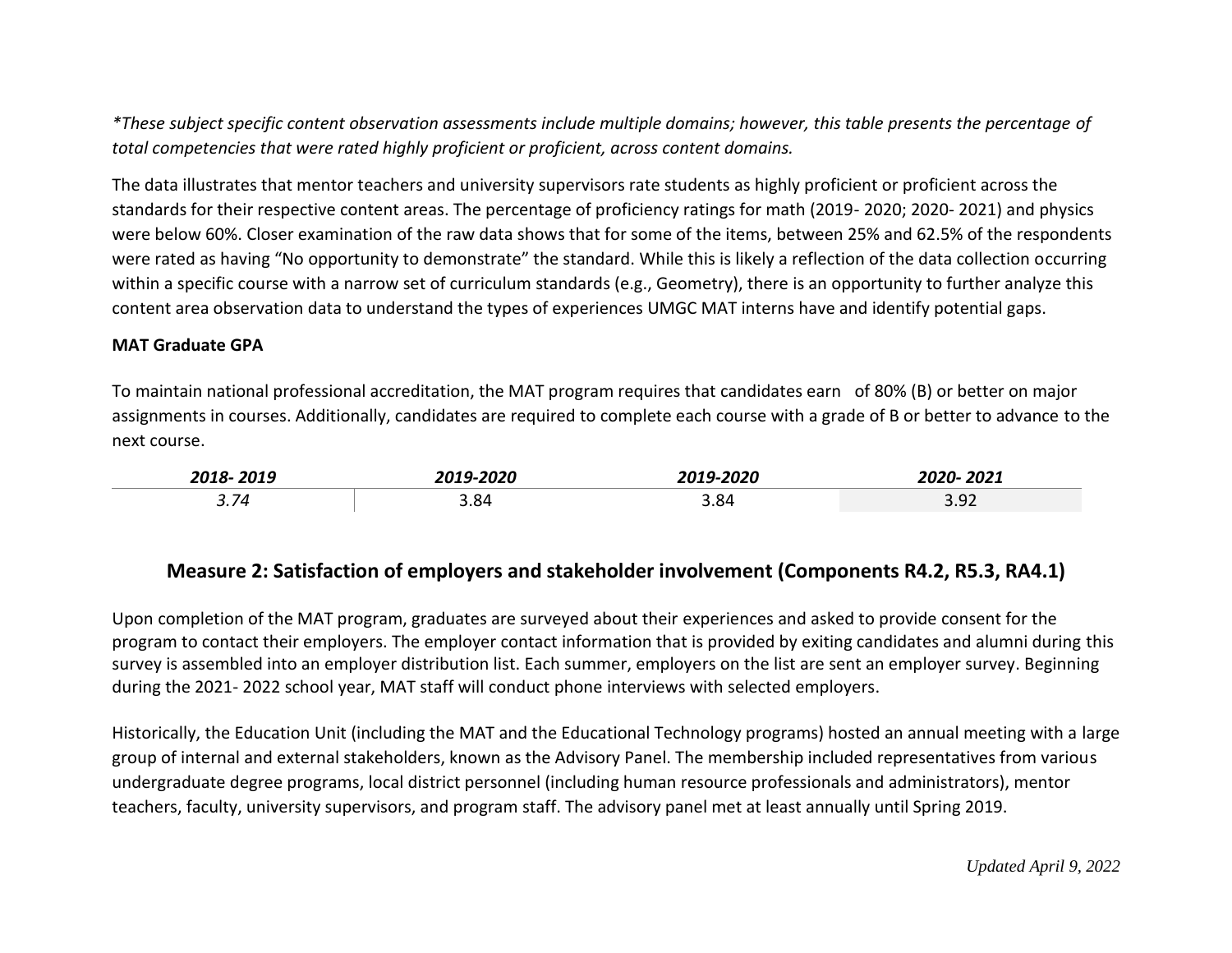*\*These subject specific content observation assessments include multiple domains; however, this table presents the percentage of total competencies that were rated highly proficient or proficient, across content domains.*

The data illustrates that mentor teachers and university supervisors rate students as highly proficient or proficient across the standards for their respective content areas. The percentage of proficiency ratings for math (2019- 2020; 2020- 2021) and physics were below 60%. Closer examination of the raw data shows that for some of the items, between 25% and 62.5% of the respondents were rated as having "No opportunity to demonstrate" the standard. While this is likely a reflection of the data collection occurring within a specific course with a narrow set of curriculum standards (e.g., Geometry), there is an opportunity to further analyze this content area observation data to understand the types of experiences UMGC MAT interns have and identify potential gaps.

**MAT Graduate GPA**

To maintain national professional accreditation, the MAT program requires that candidates earn of 80% (B) or better on major assignments in courses. Additionally, candidates are required to complete each course with a grade of B or better to advance to the next course.

| *2018- 2019* | *2019-2020* | *2019-2020* | *2020- 2021* |
|---|---|---|---|
| *3.74* | 3.84 | 3.84 | 3.92 |

## Measure 2: Satisfaction of employers and stakeholder involvement (Components R4.2, R5.3, RA4.1)

Upon completion of the MAT program, graduates are surveyed about their experiences and asked to provide consent for the program to contact their employers. The employer contact information that is provided by exiting candidates and alumni during this survey is assembled into an employer distribution list. Each summer, employers on the list are sent an employer survey. Beginning during the 2021- 2022 school year, MAT staff will conduct phone interviews with selected employers.

Historically, the Education Unit (including the MAT and the Educational Technology programs) hosted an annual meeting with a large group of internal and external stakeholders, known as the Advisory Panel. The membership included representatives from various undergraduate degree programs, local district personnel (including human resource professionals and administrators), mentor teachers, faculty, university supervisors, and program staff. The advisory panel met at least annually until Spring 2019.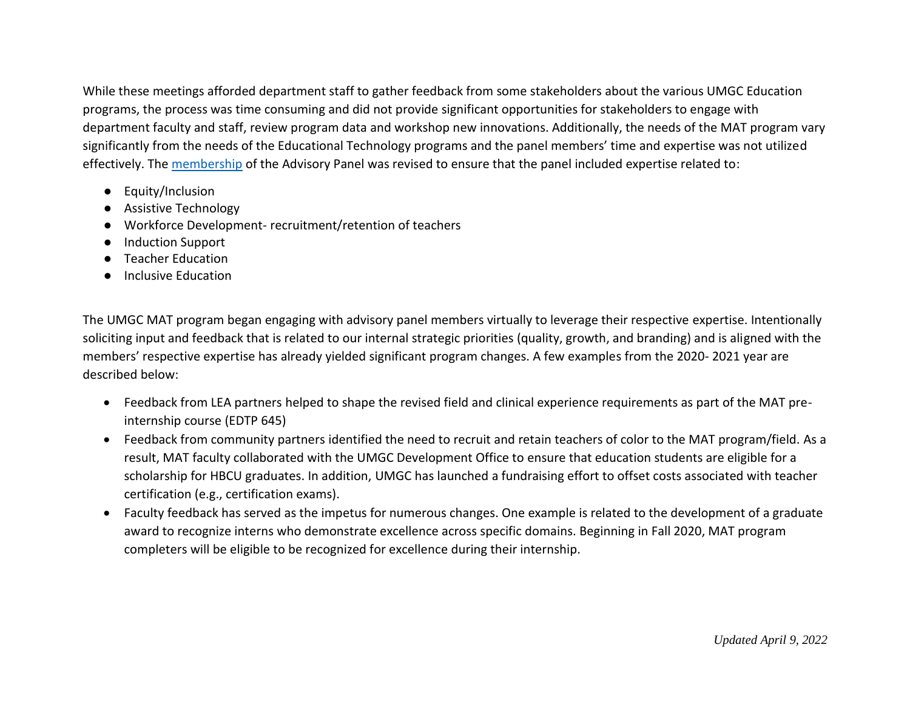While these meetings afforded department staff to gather feedback from some stakeholders about the various UMGC Education programs, the process was time consuming and did not provide significant opportunities for stakeholders to engage with department faculty and staff, review program data and workshop new innovations. Additionally, the needs of the MAT program vary significantly from the needs of the Educational Technology programs and the panel members' time and expertise was not utilized effectively. The membership of the Advisory Panel was revised to ensure that the panel included expertise related to:

- Equity/Inclusion
- Assistive Technology
- Workforce Development- recruitment/retention of teachers
- Induction Support
- Teacher Education
- Inclusive Education

The UMGC MAT program began engaging with advisory panel members virtually to leverage their respective expertise. Intentionally soliciting input and feedback that is related to our internal strategic priorities (quality, growth, and branding) and is aligned with the members' respective expertise has already yielded significant program changes. A few examples from the 2020- 2021 year are described below:

- Feedback from LEA partners helped to shape the revised field and clinical experience requirements as part of the MAT pre-internship course (EDTP 645)
- Feedback from community partners identified the need to recruit and retain teachers of color to the MAT program/field. As a result, MAT faculty collaborated with the UMGC Development Office to ensure that education students are eligible for a scholarship for HBCU graduates. In addition, UMGC has launched a fundraising effort to offset costs associated with teacher certification (e.g., certification exams).
- Faculty feedback has served as the impetus for numerous changes. One example is related to the development of a graduate award to recognize interns who demonstrate excellence across specific domains. Beginning in Fall 2020, MAT program completers will be eligible to be recognized for excellence during their internship.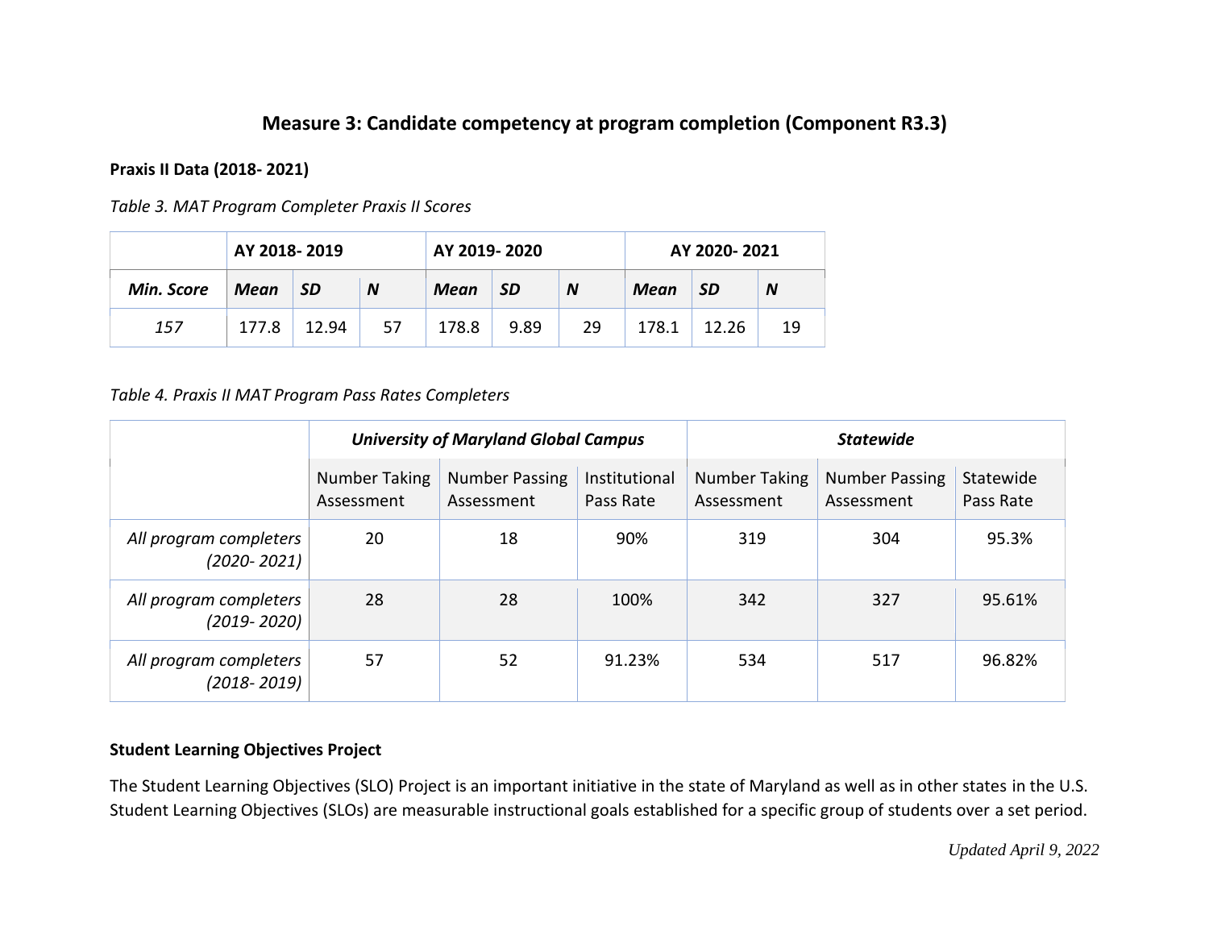## Measure 3: Candidate competency at program completion (Component R3.3)

**Praxis II Data (2018- 2021)**

*Table 3. MAT Program Completer Praxis II Scores*

| | AY 2018- 2019 | | | AY 2019- 2020 | | | AY 2020- 2021 | | |
|---|---|---|---|---|---|---|---|---|---|
| ***Min. Score*** | ***Mean*** | ***SD*** | ***N*** | ***Mean*** | ***SD*** | ***N*** | ***Mean*** | ***SD*** | ***N*** |
| *157* | 177.8 | 12.94 | 57 | 178.8 | 9.89 | 29 | 178.1 | 12.26 | 19 |

*Table 4. Praxis II MAT Program Pass Rates Completers*

| | ***University of Maryland Global Campus*** | | | ***Statewide*** | | |
|---|---|---|---|---|---|---|
| | Number Taking Assessment | Number Passing Assessment | Institutional Pass Rate | Number Taking Assessment | Number Passing Assessment | Statewide Pass Rate |
| *All program completers (2020- 2021)* | 20 | 18 | 90% | 319 | 304 | 95.3% |
| *All program completers (2019- 2020)* | 28 | 28 | 100% | 342 | 327 | 95.61% |
| *All program completers (2018- 2019)* | 57 | 52 | 91.23% | 534 | 517 | 96.82% |

**Student Learning Objectives Project**

The Student Learning Objectives (SLO) Project is an important initiative in the state of Maryland as well as in other states in the U.S. Student Learning Objectives (SLOs) are measurable instructional goals established for a specific group of students over a set period.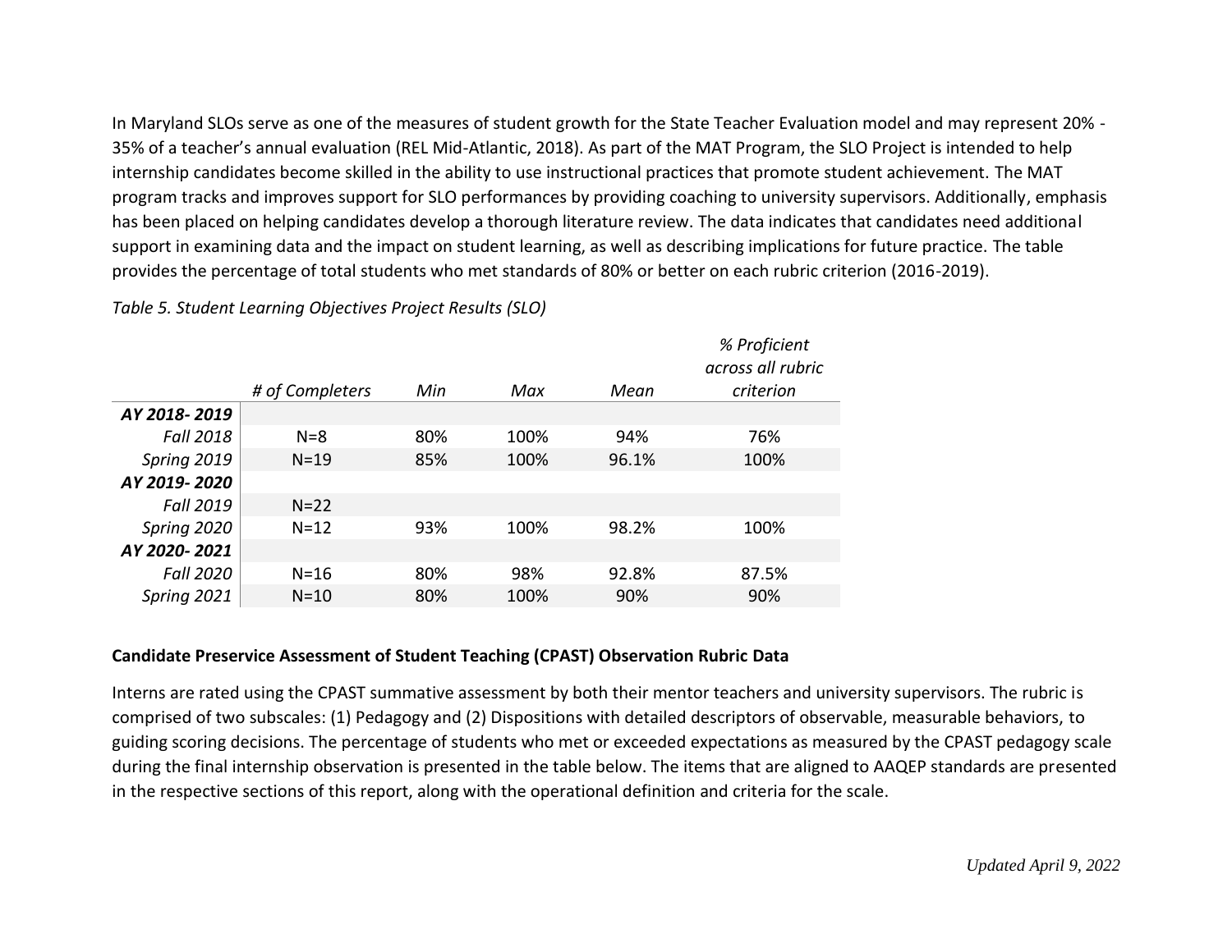In Maryland SLOs serve as one of the measures of student growth for the State Teacher Evaluation model and may represent 20% - 35% of a teacher's annual evaluation (REL Mid-Atlantic, 2018). As part of the MAT Program, the SLO Project is intended to help internship candidates become skilled in the ability to use instructional practices that promote student achievement. The MAT program tracks and improves support for SLO performances by providing coaching to university supervisors. Additionally, emphasis has been placed on helping candidates develop a thorough literature review. The data indicates that candidates need additional support in examining data and the impact on student learning, as well as describing implications for future practice. The table provides the percentage of total students who met standards of 80% or better on each rubric criterion (2016-2019).

*Table 5. Student Learning Objectives Project Results (SLO)*

| | *# of Completers* | *Min* | *Max* | *Mean* | *% Proficient across all rubric criterion* |
|---|---|---|---|---|---|
| ***AY 2018- 2019*** | | | | | |
| *Fall 2018* | N=8 | 80% | 100% | 94% | 76% |
| *Spring 2019* | N=19 | 85% | 100% | 96.1% | 100% |
| ***AY 2019- 2020*** | | | | | |
| *Fall 2019* | N=22 | | | | |
| *Spring 2020* | N=12 | 93% | 100% | 98.2% | 100% |
| ***AY 2020- 2021*** | | | | | |
| *Fall 2020* | N=16 | 80% | 98% | 92.8% | 87.5% |
| *Spring 2021* | N=10 | 80% | 100% | 90% | 90% |

**Candidate Preservice Assessment of Student Teaching (CPAST) Observation Rubric Data**

Interns are rated using the CPAST summative assessment by both their mentor teachers and university supervisors. The rubric is comprised of two subscales: (1) Pedagogy and (2) Dispositions with detailed descriptors of observable, measurable behaviors, to guiding scoring decisions. The percentage of students who met or exceeded expectations as measured by the CPAST pedagogy scale during the final internship observation is presented in the table below. The items that are aligned to AAQEP standards are presented in the respective sections of this report, along with the operational definition and criteria for the scale.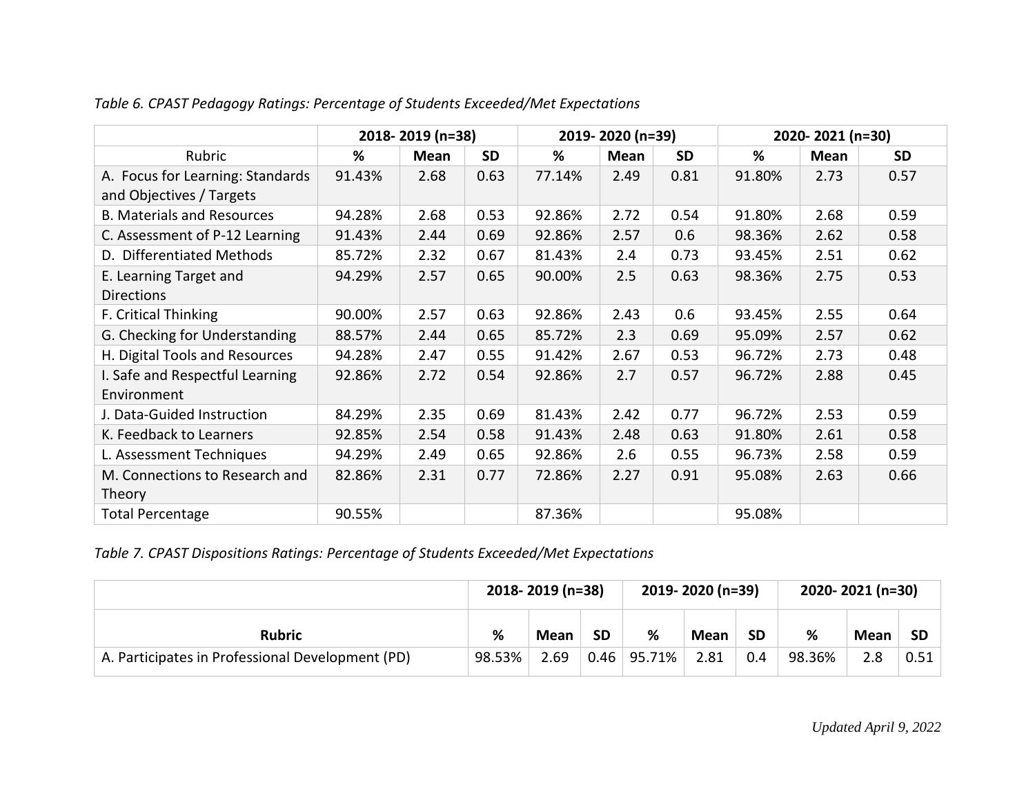*Table 6. CPAST Pedagogy Ratings: Percentage of Students Exceeded/Met Expectations*

| | 2018- 2019 (n=38) | | | 2019- 2020 (n=39) | | | 2020- 2021 (n=30) | | |
|---|---|---|---|---|---|---|---|---|---|
| Rubric | **%** | **Mean** | **SD** | **%** | **Mean** | **SD** | **%** | **Mean** | **SD** |
| A. Focus for Learning: Standards and Objectives / Targets | 91.43% | 2.68 | 0.63 | 77.14% | 2.49 | 0.81 | 91.80% | 2.73 | 0.57 |
| B. Materials and Resources | 94.28% | 2.68 | 0.53 | 92.86% | 2.72 | 0.54 | 91.80% | 2.68 | 0.59 |
| C. Assessment of P-12 Learning | 91.43% | 2.44 | 0.69 | 92.86% | 2.57 | 0.6 | 98.36% | 2.62 | 0.58 |
| D. Differentiated Methods | 85.72% | 2.32 | 0.67 | 81.43% | 2.4 | 0.73 | 93.45% | 2.51 | 0.62 |
| E. Learning Target and Directions | 94.29% | 2.57 | 0.65 | 90.00% | 2.5 | 0.63 | 98.36% | 2.75 | 0.53 |
| F. Critical Thinking | 90.00% | 2.57 | 0.63 | 92.86% | 2.43 | 0.6 | 93.45% | 2.55 | 0.64 |
| G. Checking for Understanding | 88.57% | 2.44 | 0.65 | 85.72% | 2.3 | 0.69 | 95.09% | 2.57 | 0.62 |
| H. Digital Tools and Resources | 94.28% | 2.47 | 0.55 | 91.42% | 2.67 | 0.53 | 96.72% | 2.73 | 0.48 |
| I. Safe and Respectful Learning Environment | 92.86% | 2.72 | 0.54 | 92.86% | 2.7 | 0.57 | 96.72% | 2.88 | 0.45 |
| J. Data-Guided Instruction | 84.29% | 2.35 | 0.69 | 81.43% | 2.42 | 0.77 | 96.72% | 2.53 | 0.59 |
| K. Feedback to Learners | 92.85% | 2.54 | 0.58 | 91.43% | 2.48 | 0.63 | 91.80% | 2.61 | 0.58 |
| L. Assessment Techniques | 94.29% | 2.49 | 0.65 | 92.86% | 2.6 | 0.55 | 96.73% | 2.58 | 0.59 |
| M. Connections to Research and Theory | 82.86% | 2.31 | 0.77 | 72.86% | 2.27 | 0.91 | 95.08% | 2.63 | 0.66 |
| Total Percentage | 90.55% | | | 87.36% | | | 95.08% | | |

*Table 7. CPAST Dispositions Ratings: Percentage of Students Exceeded/Met Expectations*

| | 2018- 2019 (n=38) | | | 2019- 2020 (n=39) | | | 2020- 2021 (n=30) | | |
|---|---|---|---|---|---|---|---|---|---|
| **Rubric** | **%** | **Mean** | **SD** | **%** | **Mean** | **SD** | **%** | **Mean** | **SD** |
| A. Participates in Professional Development (PD) | 98.53% | 2.69 | 0.46 | 95.71% | 2.81 | 0.4 | 98.36% | 2.8 | 0.51 |

*Updated April 9, 2022*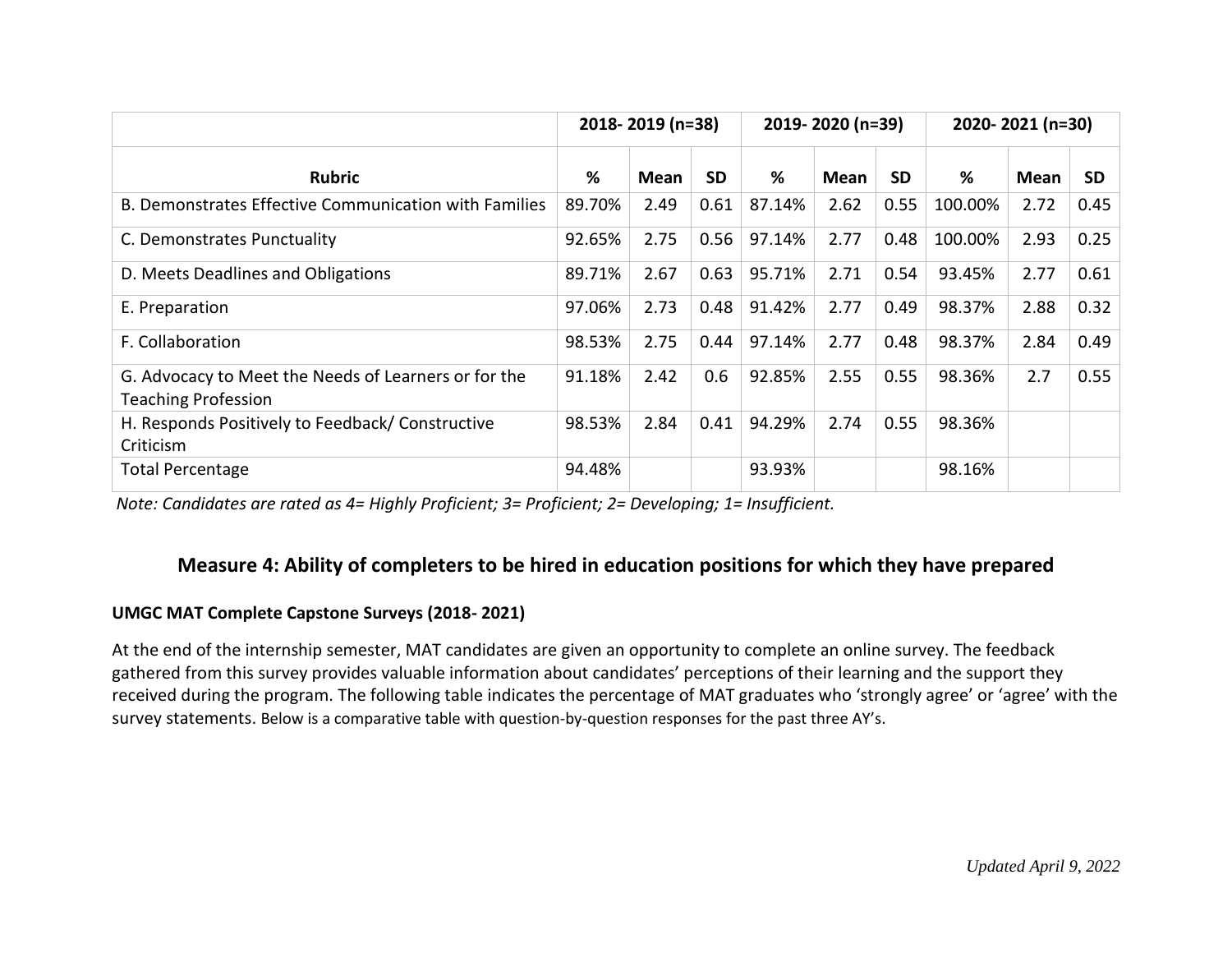| | 2018- 2019 (n=38) | | | 2019- 2020 (n=39) | | | 2020- 2021 (n=30) | | |
|---|---|---|---|---|---|---|---|---|---|
| **Rubric** | **%** | **Mean** | **SD** | **%** | **Mean** | **SD** | **%** | **Mean** | **SD** |
| B. Demonstrates Effective Communication with Families | 89.70% | 2.49 | 0.61 | 87.14% | 2.62 | 0.55 | 100.00% | 2.72 | 0.45 |
| C. Demonstrates Punctuality | 92.65% | 2.75 | 0.56 | 97.14% | 2.77 | 0.48 | 100.00% | 2.93 | 0.25 |
| D. Meets Deadlines and Obligations | 89.71% | 2.67 | 0.63 | 95.71% | 2.71 | 0.54 | 93.45% | 2.77 | 0.61 |
| E. Preparation | 97.06% | 2.73 | 0.48 | 91.42% | 2.77 | 0.49 | 98.37% | 2.88 | 0.32 |
| F. Collaboration | 98.53% | 2.75 | 0.44 | 97.14% | 2.77 | 0.48 | 98.37% | 2.84 | 0.49 |
| G. Advocacy to Meet the Needs of Learners or for the Teaching Profession | 91.18% | 2.42 | 0.6 | 92.85% | 2.55 | 0.55 | 98.36% | 2.7 | 0.55 |
| H. Responds Positively to Feedback/ Constructive Criticism | 98.53% | 2.84 | 0.41 | 94.29% | 2.74 | 0.55 | 98.36% | | |
| Total Percentage | 94.48% | | | 93.93% | | | 98.16% | | |

*Note: Candidates are rated as 4= Highly Proficient; 3= Proficient; 2= Developing; 1= Insufficient.*

## Measure 4: Ability of completers to be hired in education positions for which they have prepared

**UMGC MAT Complete Capstone Surveys (2018- 2021)**

At the end of the internship semester, MAT candidates are given an opportunity to complete an online survey. The feedback gathered from this survey provides valuable information about candidates' perceptions of their learning and the support they received during the program. The following table indicates the percentage of MAT graduates who 'strongly agree' or 'agree' with the survey statements. Below is a comparative table with question-by-question responses for the past three AY's.

*Updated April 9, 2022*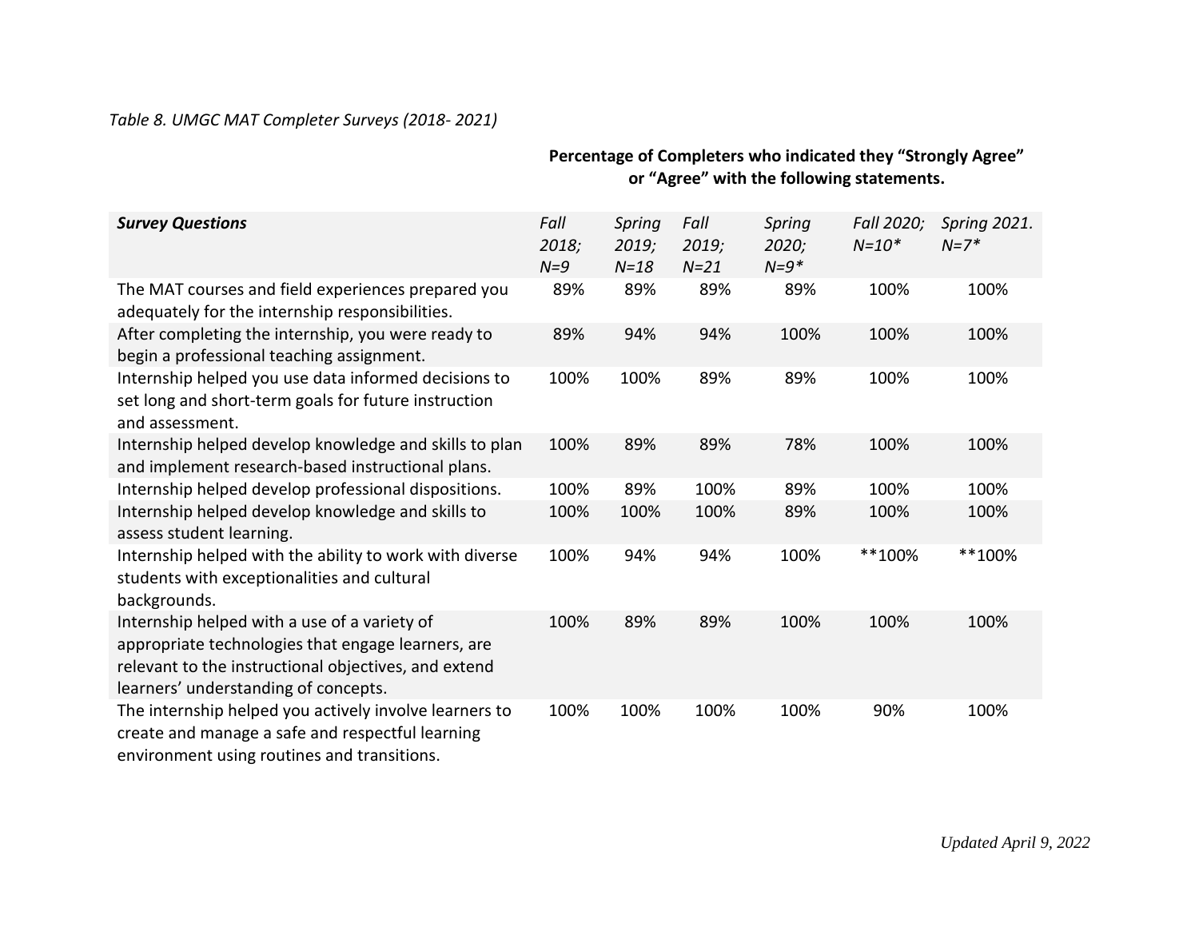*Table 8. UMGC MAT Completer Surveys (2018- 2021)*

**Percentage of Completers who indicated they "Strongly Agree" or "Agree" with the following statements.**

| ***Survey Questions*** | *Fall 2018; N=9* | *Spring 2019; N=18* | *Fall 2019; N=21* | *Spring 2020; N=9** | *Fall 2020; N=10** | *Spring 2021. N=7** |
|---|---|---|---|---|---|---|
| The MAT courses and field experiences prepared you adequately for the internship responsibilities. | 89% | 89% | 89% | 89% | 100% | 100% |
| After completing the internship, you were ready to begin a professional teaching assignment. | 89% | 94% | 94% | 100% | 100% | 100% |
| Internship helped you use data informed decisions to set long and short-term goals for future instruction and assessment. | 100% | 100% | 89% | 89% | 100% | 100% |
| Internship helped develop knowledge and skills to plan and implement research-based instructional plans. | 100% | 89% | 89% | 78% | 100% | 100% |
| Internship helped develop professional dispositions. | 100% | 89% | 100% | 89% | 100% | 100% |
| Internship helped develop knowledge and skills to assess student learning. | 100% | 100% | 100% | 89% | 100% | 100% |
| Internship helped with the ability to work with diverse students with exceptionalities and cultural backgrounds. | 100% | 94% | 94% | 100% | **100% | **100% |
| Internship helped with a use of a variety of appropriate technologies that engage learners, are relevant to the instructional objectives, and extend learners' understanding of concepts. | 100% | 89% | 89% | 100% | 100% | 100% |
| The internship helped you actively involve learners to create and manage a safe and respectful learning environment using routines and transitions. | 100% | 100% | 100% | 100% | 90% | 100% |

*Updated April 9, 2022*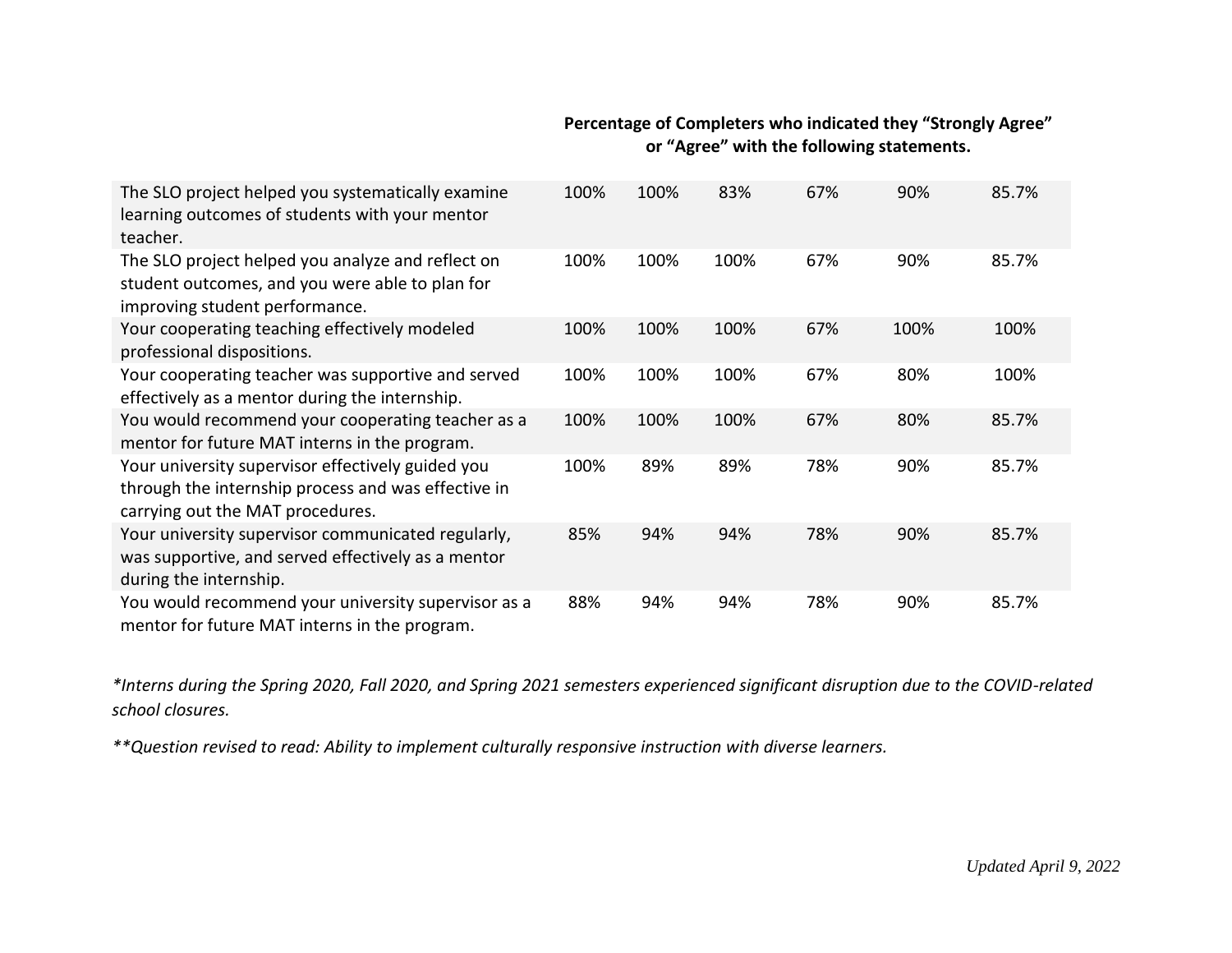| | Percentage of Completers who indicated they "Strongly Agree" or "Agree" with the following statements. | | | | | |
|---|---|---|---|---|---|---|
| The SLO project helped you systematically examine learning outcomes of students with your mentor teacher. | 100% | 100% | 83% | 67% | 90% | 85.7% |
| The SLO project helped you analyze and reflect on student outcomes, and you were able to plan for improving student performance. | 100% | 100% | 100% | 67% | 90% | 85.7% |
| Your cooperating teaching effectively modeled professional dispositions. | 100% | 100% | 100% | 67% | 100% | 100% |
| Your cooperating teacher was supportive and served effectively as a mentor during the internship. | 100% | 100% | 100% | 67% | 80% | 100% |
| You would recommend your cooperating teacher as a mentor for future MAT interns in the program. | 100% | 100% | 100% | 67% | 80% | 85.7% |
| Your university supervisor effectively guided you through the internship process and was effective in carrying out the MAT procedures. | 100% | 89% | 89% | 78% | 90% | 85.7% |
| Your university supervisor communicated regularly, was supportive, and served effectively as a mentor during the internship. | 85% | 94% | 94% | 78% | 90% | 85.7% |
| You would recommend your university supervisor as a mentor for future MAT interns in the program. | 88% | 94% | 94% | 78% | 90% | 85.7% |

*\*Interns during the Spring 2020, Fall 2020, and Spring 2021 semesters experienced significant disruption due to the COVID-related school closures.*

*\*\*Question revised to read: Ability to implement culturally responsive instruction with diverse learners.*

*Updated April 9, 2022*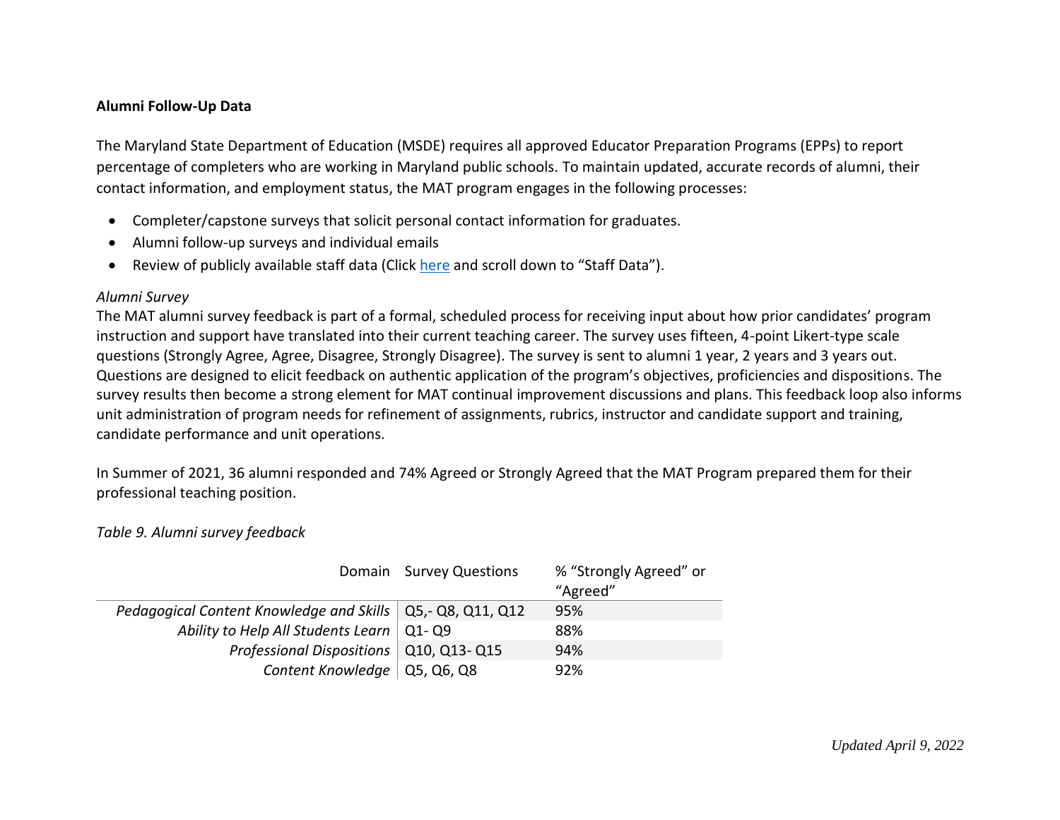**Alumni Follow-Up Data**

The Maryland State Department of Education (MSDE) requires all approved Educator Preparation Programs (EPPs) to report percentage of completers who are working in Maryland public schools. To maintain updated, accurate records of alumni, their contact information, and employment status, the MAT program engages in the following processes:

- Completer/capstone surveys that solicit personal contact information for graduates.
- Alumni follow-up surveys and individual emails
- Review of publicly available staff data (Click here and scroll down to "Staff Data").

*Alumni Survey*

The MAT alumni survey feedback is part of a formal, scheduled process for receiving input about how prior candidates' program instruction and support have translated into their current teaching career. The survey uses fifteen, 4-point Likert-type scale questions (Strongly Agree, Agree, Disagree, Strongly Disagree). The survey is sent to alumni 1 year, 2 years and 3 years out. Questions are designed to elicit feedback on authentic application of the program's objectives, proficiencies and dispositions. The survey results then become a strong element for MAT continual improvement discussions and plans. This feedback loop also informs unit administration of program needs for refinement of assignments, rubrics, instructor and candidate support and training, candidate performance and unit operations.

In Summer of 2021, 36 alumni responded and 74% Agreed or Strongly Agreed that the MAT Program prepared them for their professional teaching position.

*Table 9. Alumni survey feedback*

| Domain | Survey Questions | % "Strongly Agreed" or "Agreed" |
|---|---|---|
| *Pedagogical Content Knowledge and Skills* | Q5,- Q8, Q11, Q12 | 95% |
| *Ability to Help All Students Learn* | Q1- Q9 | 88% |
| *Professional Dispositions* | Q10, Q13- Q15 | 94% |
| *Content Knowledge* | Q5, Q6, Q8 | 92% |

*Updated April 9, 2022*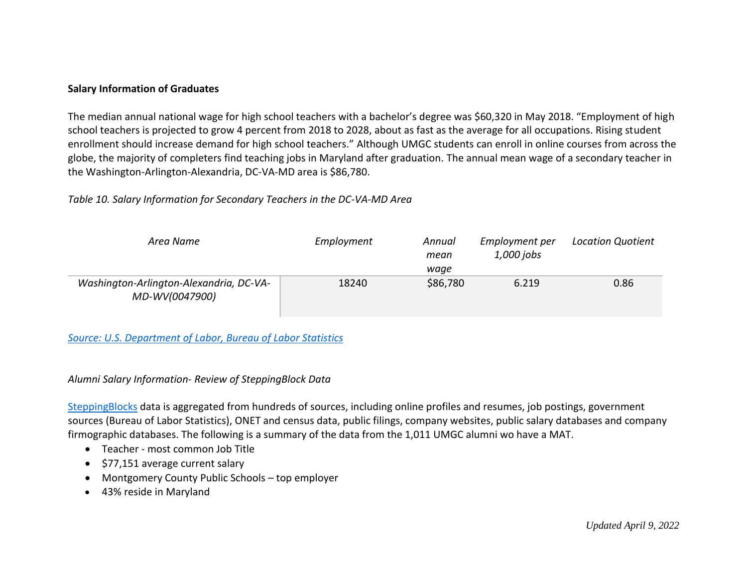**Salary Information of Graduates**

The median annual national wage for high school teachers with a bachelor's degree was $60,320 in May 2018. "Employment of high school teachers is projected to grow 4 percent from 2018 to 2028, about as fast as the average for all occupations. Rising student enrollment should increase demand for high school teachers." Although UMGC students can enroll in online courses from across the globe, the majority of completers find teaching jobs in Maryland after graduation. The annual mean wage of a secondary teacher in the Washington-Arlington-Alexandria, DC-VA-MD area is $86,780.

*Table 10. Salary Information for Secondary Teachers in the DC-VA-MD Area*

| *Area Name* | *Employment* | *Annual mean wage* | *Employment per 1,000 jobs* | *Location Quotient* |
|---|---|---|---|---|
| *Washington-Arlington-Alexandria, DC-VA-MD-WV(0047900)* | 18240 | $86,780 | 6.219 | 0.86 |

*Source: U.S. Department of Labor, Bureau of Labor Statistics*

*Alumni Salary Information- Review of SteppingBlock Data*

SteppingBlocks data is aggregated from hundreds of sources, including online profiles and resumes, job postings, government sources (Bureau of Labor Statistics), ONET and census data, public filings, company websites, public salary databases and company firmographic databases. The following is a summary of the data from the 1,011 UMGC alumni wo have a MAT.

- Teacher - most common Job Title
- $77,151 average current salary
- Montgomery County Public Schools – top employer
- 43% reside in Maryland

*Updated April 9, 2022*